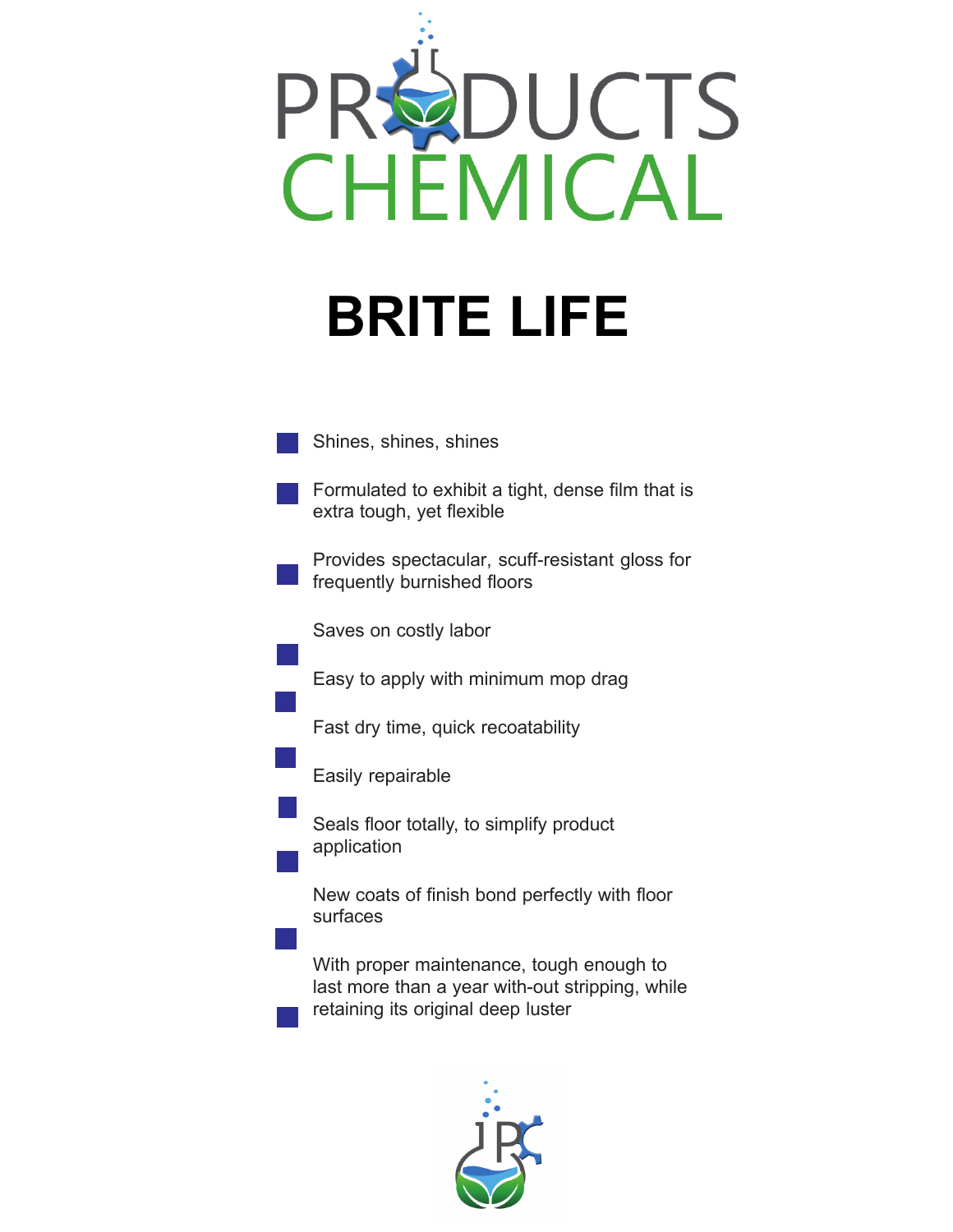PRODUCTS CHEMICAL

# BRITE LIFE

- Shines, shines, shines
- Formulated to exhibit a tight, dense film that is extra tough, yet flexible
- Provides spectacular, scuff-resistant gloss for frequently burnished floors
- Saves on costly labor
- Easy to apply with minimum mop drag
- Fast dry time, quick recoatability
- Easily repairable
- Seals floor totally, to simplify product application
- New coats of finish bond perfectly with floor surfaces
- With proper maintenance, tough enough to last more than a year with-out stripping, while retaining its original deep luster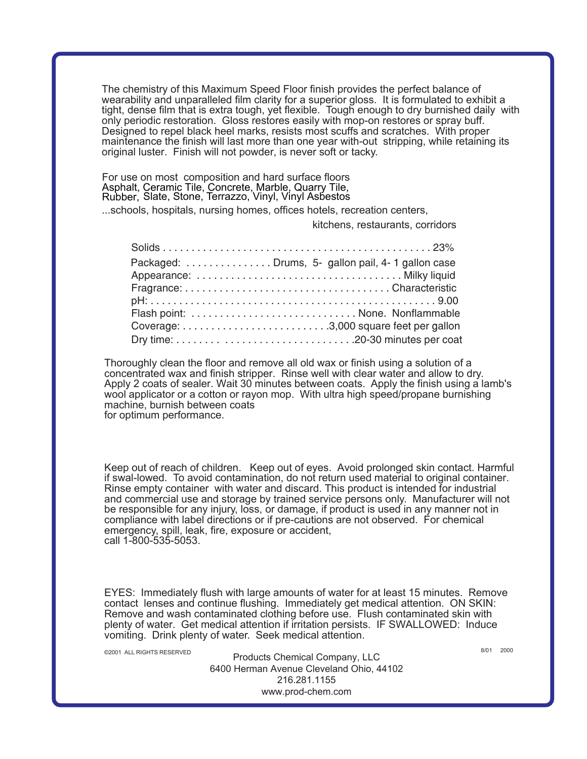The chemistry of this Maximum Speed Floor finish provides the perfect balance of wearability and unparalleled film clarity for a superior gloss. It is formulated to exhibit a tight, dense film that is extra tough, yet flexible. Tough enough to dry burnished daily with only periodic restoration. Gloss restores easily with mop-on restores or spray buff. Designed to repel black heel marks, resists most scuffs and scratches. With proper maintenance the finish will last more than one year with-out stripping, while retaining its original luster. Finish will not powder, is never soft or tacky.

For use on most composition and hard surface floors
Asphalt, Ceramic Tile, Concrete, Marble, Quarry Tile, Rubber, Slate, Stone, Terrazzo, Vinyl, Vinyl Asbestos

...schools, hospitals, nursing homes, offices hotels, recreation centers, kitchens, restaurants, corridors

| | |
|---|---|
| Solids | 23% |
| Packaged: | Drums, 5- gallon pail, 4- 1 gallon case |
| Appearance: | Milky liquid |
| Fragrance: | Characteristic |
| pH: | 9.00 |
| Flash point: | None. Nonflammable |
| Coverage: | 3,000 square feet per gallon |
| Dry time: | 20-30 minutes per coat |

Thoroughly clean the floor and remove all old wax or finish using a solution of a concentrated wax and finish stripper. Rinse well with clear water and allow to dry. Apply 2 coats of sealer. Wait 30 minutes between coats. Apply the finish using a lamb's wool applicator or a cotton or rayon mop. With ultra high speed/propane burnishing machine, burnish between coats for optimum performance.

Keep out of reach of children. Keep out of eyes. Avoid prolonged skin contact. Harmful if swal-lowed. To avoid contamination, do not return used material to original container. Rinse empty container with water and discard. This product is intended for industrial and commercial use and storage by trained service persons only. Manufacturer will not be responsible for any injury, loss, or damage, if product is used in any manner not in compliance with label directions or if pre-cautions are not observed. For chemical emergency, spill, leak, fire, exposure or accident, call 1-800-535-5053.

EYES: Immediately flush with large amounts of water for at least 15 minutes. Remove contact lenses and continue flushing. Immediately get medical attention. ON SKIN: Remove and wash contaminated clothing before use. Flush contaminated skin with plenty of water. Get medical attention if irritation persists. IF SWALLOWED: Induce vomiting. Drink plenty of water. Seek medical attention.

©2001 ALL RIGHTS RESERVED

8/01 2000

Products Chemical Company, LLC
6400 Herman Avenue Cleveland Ohio, 44102
216.281.1155
www.prod-chem.com